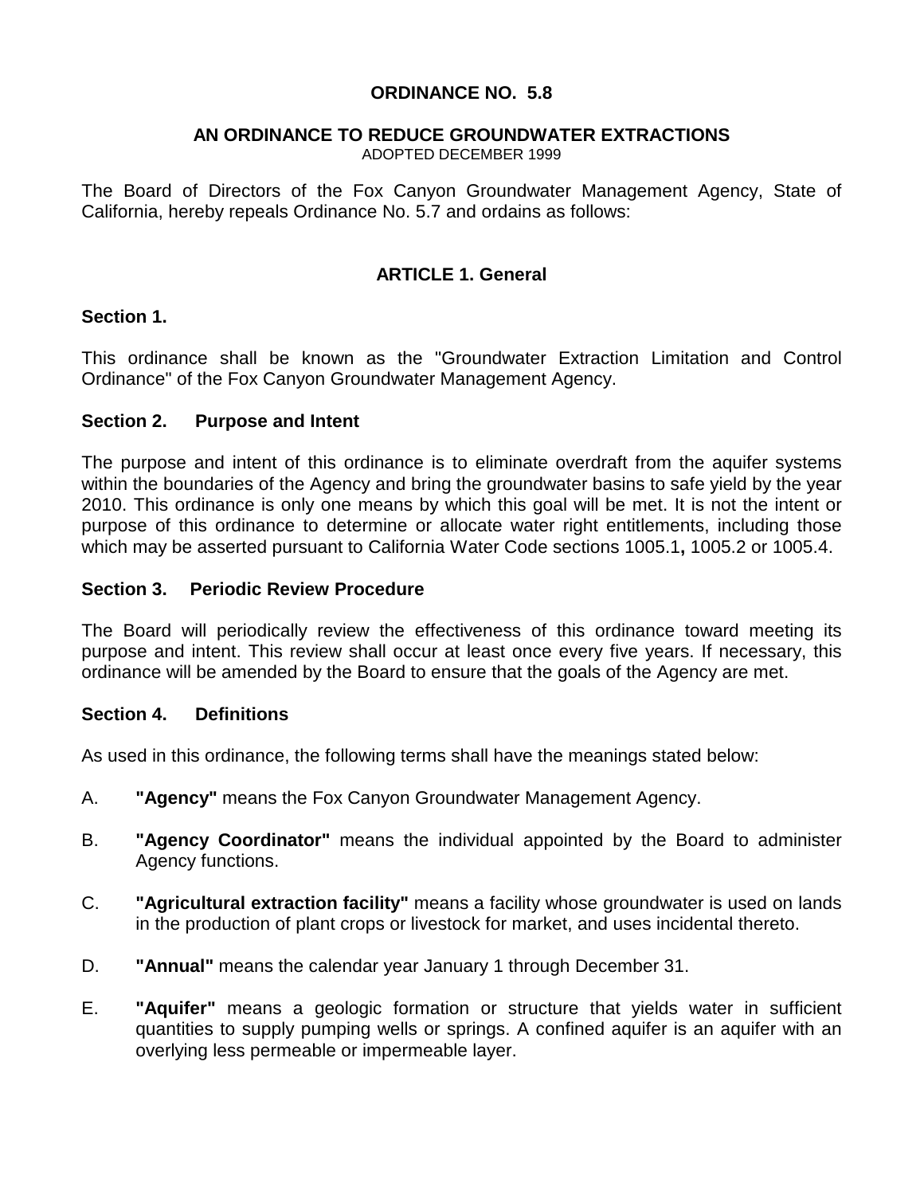# ORDINANCE NO. 5.8

## AN ORDINANCE TO REDUCE GROUNDWATER EXTRACTIONS

ADOPTED DECEMBER 1999

The Board of Directors of the Fox Canyon Groundwater Management Agency, State of California, hereby repeals Ordinance No. 5.7 and ordains as follows:

## ARTICLE 1. General

### Section 1.

This ordinance shall be known as the "Groundwater Extraction Limitation and Control Ordinance" of the Fox Canyon Groundwater Management Agency.

### Section 2. Purpose and Intent

The purpose and intent of this ordinance is to eliminate overdraft from the aquifer systems within the boundaries of the Agency and bring the groundwater basins to safe yield by the year 2010. This ordinance is only one means by which this goal will be met. It is not the intent or purpose of this ordinance to determine or allocate water right entitlements, including those which may be asserted pursuant to California Water Code sections 1005.1**,** 1005.2 or 1005.4.

### Section 3. Periodic Review Procedure

The Board will periodically review the effectiveness of this ordinance toward meeting its purpose and intent. This review shall occur at least once every five years. If necessary, this ordinance will be amended by the Board to ensure that the goals of the Agency are met.

### Section 4. Definitions

As used in this ordinance, the following terms shall have the meanings stated below:

A. **"Agency"** means the Fox Canyon Groundwater Management Agency.

B. **"Agency Coordinator"** means the individual appointed by the Board to administer Agency functions.

C. **"Agricultural extraction facility"** means a facility whose groundwater is used on lands in the production of plant crops or livestock for market, and uses incidental thereto.

D. **"Annual"** means the calendar year January 1 through December 31.

E. **"Aquifer"** means a geologic formation or structure that yields water in sufficient quantities to supply pumping wells or springs. A confined aquifer is an aquifer with an overlying less permeable or impermeable layer.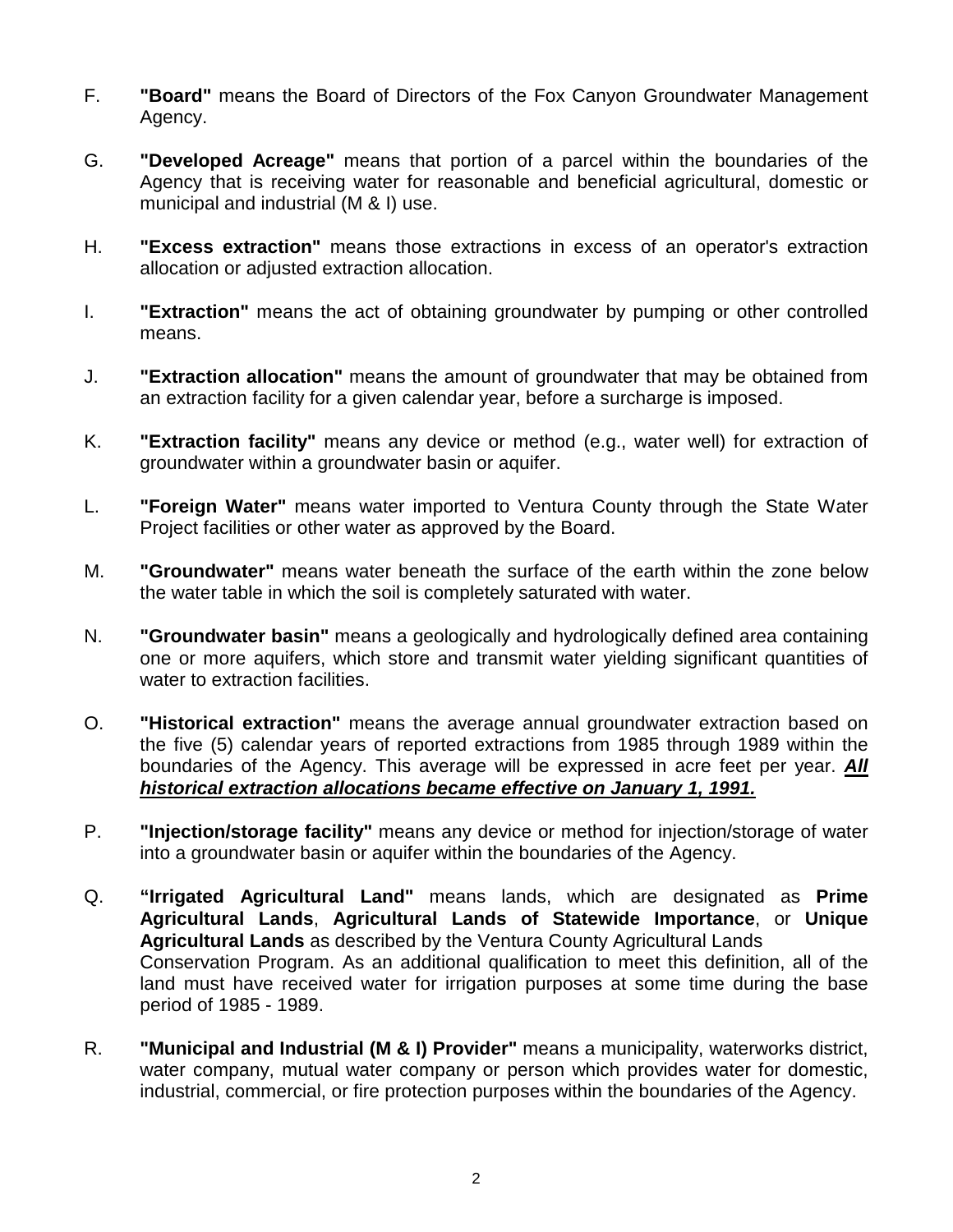F. **"Board"** means the Board of Directors of the Fox Canyon Groundwater Management Agency.

G. **"Developed Acreage"** means that portion of a parcel within the boundaries of the Agency that is receiving water for reasonable and beneficial agricultural, domestic or municipal and industrial (M & I) use.

H. **"Excess extraction"** means those extractions in excess of an operator's extraction allocation or adjusted extraction allocation.

I. **"Extraction"** means the act of obtaining groundwater by pumping or other controlled means.

J. **"Extraction allocation"** means the amount of groundwater that may be obtained from an extraction facility for a given calendar year, before a surcharge is imposed.

K. **"Extraction facility"** means any device or method (e.g., water well) for extraction of groundwater within a groundwater basin or aquifer.

L. **"Foreign Water"** means water imported to Ventura County through the State Water Project facilities or other water as approved by the Board.

M. **"Groundwater"** means water beneath the surface of the earth within the zone below the water table in which the soil is completely saturated with water.

N. **"Groundwater basin"** means a geologically and hydrologically defined area containing one or more aquifers, which store and transmit water yielding significant quantities of water to extraction facilities.

O. **"Historical extraction"** means the average annual groundwater extraction based on the five (5) calendar years of reported extractions from 1985 through 1989 within the boundaries of the Agency. This average will be expressed in acre feet per year. ***<u>All historical extraction allocations became effective on January 1, 1991.</u>***

P. **"Injection/storage facility"** means any device or method for injection/storage of water into a groundwater basin or aquifer within the boundaries of the Agency.

Q. **"Irrigated Agricultural Land"** means lands, which are designated as **Prime Agricultural Lands**, **Agricultural Lands of Statewide Importance**, or **Unique Agricultural Lands** as described by the Ventura County Agricultural Lands Conservation Program. As an additional qualification to meet this definition, all of the land must have received water for irrigation purposes at some time during the base period of 1985 - 1989.

R. **"Municipal and Industrial (M & I) Provider"** means a municipality, waterworks district, water company, mutual water company or person which provides water for domestic, industrial, commercial, or fire protection purposes within the boundaries of the Agency.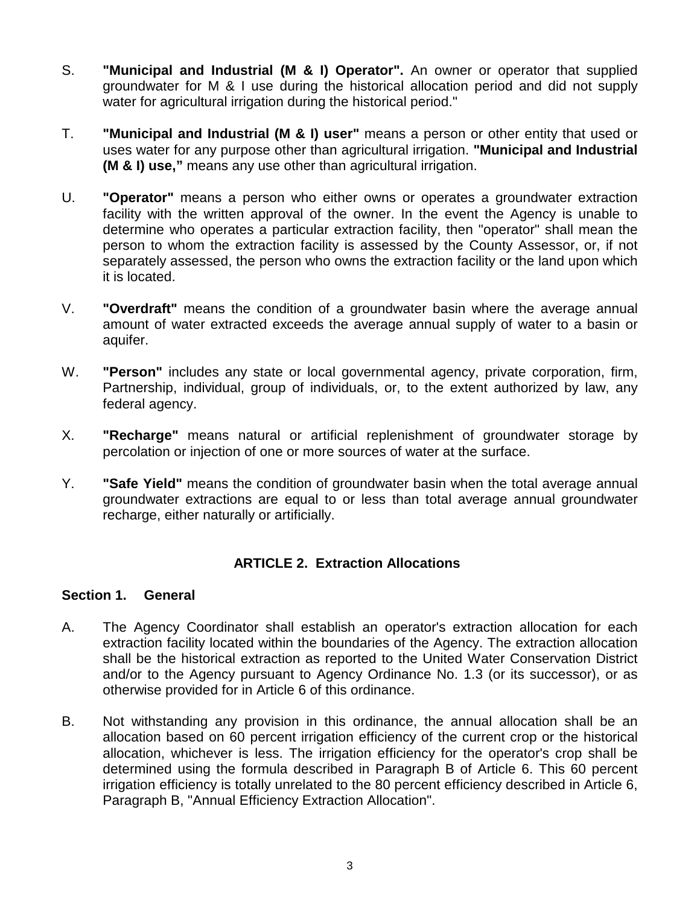S. **"Municipal and Industrial (M & I) Operator".** An owner or operator that supplied groundwater for M & I use during the historical allocation period and did not supply water for agricultural irrigation during the historical period."

T. **"Municipal and Industrial (M & I) user"** means a person or other entity that used or uses water for any purpose other than agricultural irrigation. **"Municipal and Industrial (M & I) use,"** means any use other than agricultural irrigation.

U. **"Operator"** means a person who either owns or operates a groundwater extraction facility with the written approval of the owner. In the event the Agency is unable to determine who operates a particular extraction facility, then "operator" shall mean the person to whom the extraction facility is assessed by the County Assessor, or, if not separately assessed, the person who owns the extraction facility or the land upon which it is located.

V. **"Overdraft"** means the condition of a groundwater basin where the average annual amount of water extracted exceeds the average annual supply of water to a basin or aquifer.

W. **"Person"** includes any state or local governmental agency, private corporation, firm, Partnership, individual, group of individuals, or, to the extent authorized by law, any federal agency.

X. **"Recharge"** means natural or artificial replenishment of groundwater storage by percolation or injection of one or more sources of water at the surface.

Y. **"Safe Yield"** means the condition of groundwater basin when the total average annual groundwater extractions are equal to or less than total average annual groundwater recharge, either naturally or artificially.

## ARTICLE 2. Extraction Allocations

### Section 1. General

A. The Agency Coordinator shall establish an operator's extraction allocation for each extraction facility located within the boundaries of the Agency. The extraction allocation shall be the historical extraction as reported to the United Water Conservation District and/or to the Agency pursuant to Agency Ordinance No. 1.3 (or its successor), or as otherwise provided for in Article 6 of this ordinance.

B. Not withstanding any provision in this ordinance, the annual allocation shall be an allocation based on 60 percent irrigation efficiency of the current crop or the historical allocation, whichever is less. The irrigation efficiency for the operator's crop shall be determined using the formula described in Paragraph B of Article 6. This 60 percent irrigation efficiency is totally unrelated to the 80 percent efficiency described in Article 6, Paragraph B, "Annual Efficiency Extraction Allocation".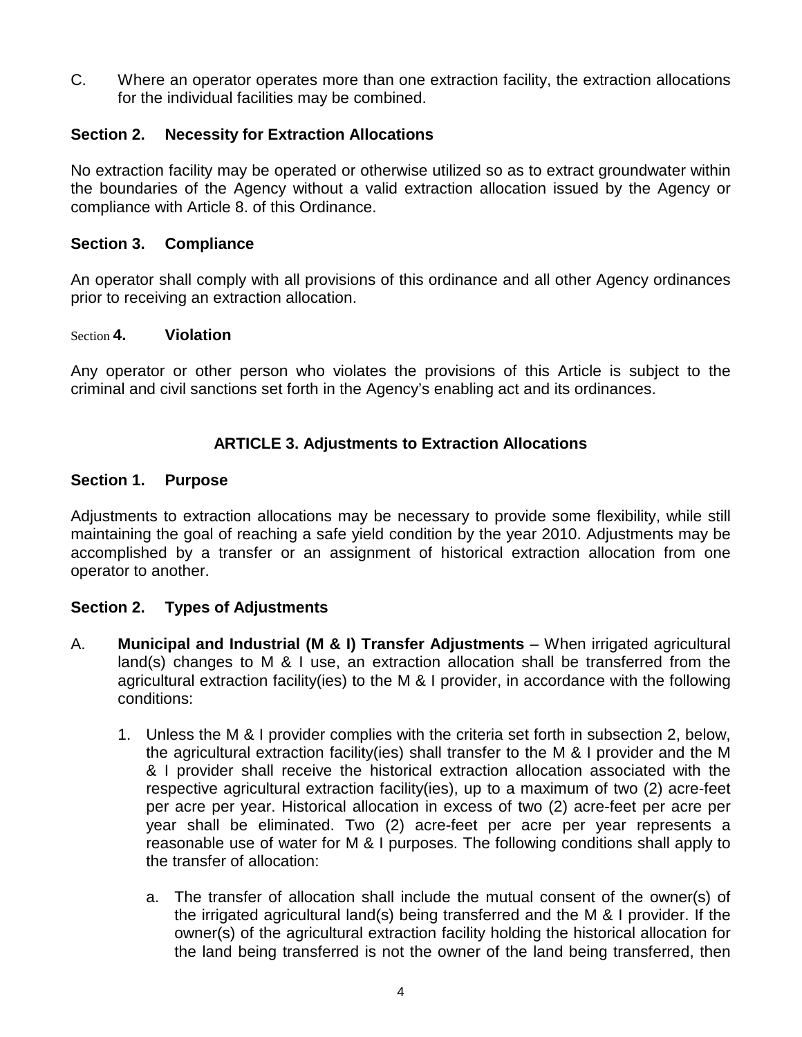C. Where an operator operates more than one extraction facility, the extraction allocations for the individual facilities may be combined.

**Section 2. Necessity for Extraction Allocations**

No extraction facility may be operated or otherwise utilized so as to extract groundwater within the boundaries of the Agency without a valid extraction allocation issued by the Agency or compliance with Article 8. of this Ordinance.

**Section 3. Compliance**

An operator shall comply with all provisions of this ordinance and all other Agency ordinances prior to receiving an extraction allocation.

**Section 4. Violation**

Any operator or other person who violates the provisions of this Article is subject to the criminal and civil sanctions set forth in the Agency's enabling act and its ordinances.

## ARTICLE 3. Adjustments to Extraction Allocations

**Section 1. Purpose**

Adjustments to extraction allocations may be necessary to provide some flexibility, while still maintaining the goal of reaching a safe yield condition by the year 2010. Adjustments may be accomplished by a transfer or an assignment of historical extraction allocation from one operator to another.

**Section 2. Types of Adjustments**

A. **Municipal and Industrial (M & I) Transfer Adjustments** – When irrigated agricultural land(s) changes to M & I use, an extraction allocation shall be transferred from the agricultural extraction facility(ies) to the M & I provider, in accordance with the following conditions:

1. Unless the M & I provider complies with the criteria set forth in subsection 2, below, the agricultural extraction facility(ies) shall transfer to the M & I provider and the M & I provider shall receive the historical extraction allocation associated with the respective agricultural extraction facility(ies), up to a maximum of two (2) acre-feet per acre per year. Historical allocation in excess of two (2) acre-feet per acre per year shall be eliminated. Two (2) acre-feet per acre per year represents a reasonable use of water for M & I purposes. The following conditions shall apply to the transfer of allocation:

   a. The transfer of allocation shall include the mutual consent of the owner(s) of the irrigated agricultural land(s) being transferred and the M & I provider. If the owner(s) of the agricultural extraction facility holding the historical allocation for the land being transferred is not the owner of the land being transferred, then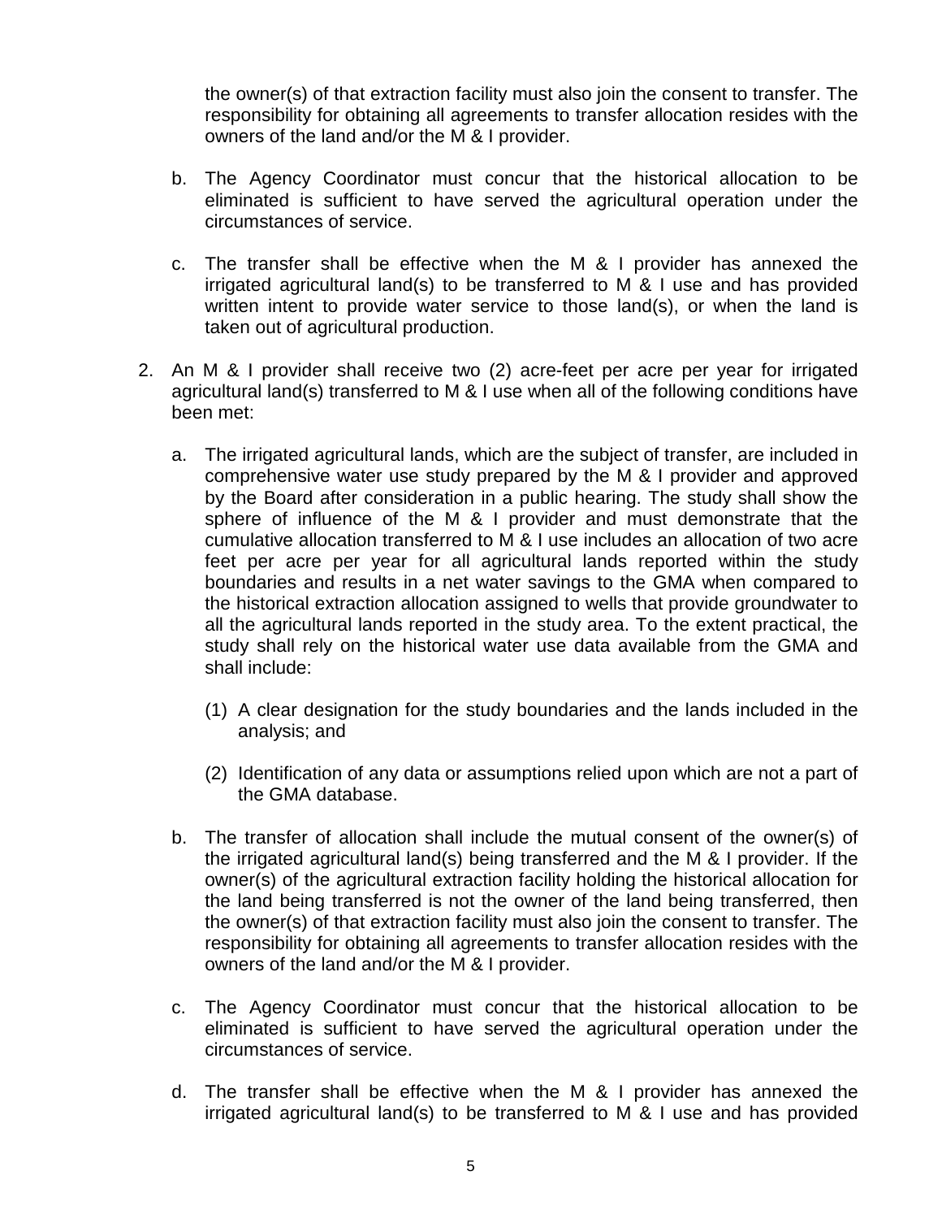the owner(s) of that extraction facility must also join the consent to transfer. The responsibility for obtaining all agreements to transfer allocation resides with the owners of the land and/or the M & I provider.

b. The Agency Coordinator must concur that the historical allocation to be eliminated is sufficient to have served the agricultural operation under the circumstances of service.

c. The transfer shall be effective when the M & I provider has annexed the irrigated agricultural land(s) to be transferred to M & I use and has provided written intent to provide water service to those land(s), or when the land is taken out of agricultural production.

2. An M & I provider shall receive two (2) acre-feet per acre per year for irrigated agricultural land(s) transferred to M & I use when all of the following conditions have been met:

   a. The irrigated agricultural lands, which are the subject of transfer, are included in comprehensive water use study prepared by the M & I provider and approved by the Board after consideration in a public hearing. The study shall show the sphere of influence of the M & I provider and must demonstrate that the cumulative allocation transferred to M & I use includes an allocation of two acre feet per acre per year for all agricultural lands reported within the study boundaries and results in a net water savings to the GMA when compared to the historical extraction allocation assigned to wells that provide groundwater to all the agricultural lands reported in the study area. To the extent practical, the study shall rely on the historical water use data available from the GMA and shall include:

      (1) A clear designation for the study boundaries and the lands included in the analysis; and

      (2) Identification of any data or assumptions relied upon which are not a part of the GMA database.

   b. The transfer of allocation shall include the mutual consent of the owner(s) of the irrigated agricultural land(s) being transferred and the M & I provider. If the owner(s) of the agricultural extraction facility holding the historical allocation for the land being transferred is not the owner of the land being transferred, then the owner(s) of that extraction facility must also join the consent to transfer. The responsibility for obtaining all agreements to transfer allocation resides with the owners of the land and/or the M & I provider.

   c. The Agency Coordinator must concur that the historical allocation to be eliminated is sufficient to have served the agricultural operation under the circumstances of service.

   d. The transfer shall be effective when the M & I provider has annexed the irrigated agricultural land(s) to be transferred to M & I use and has provided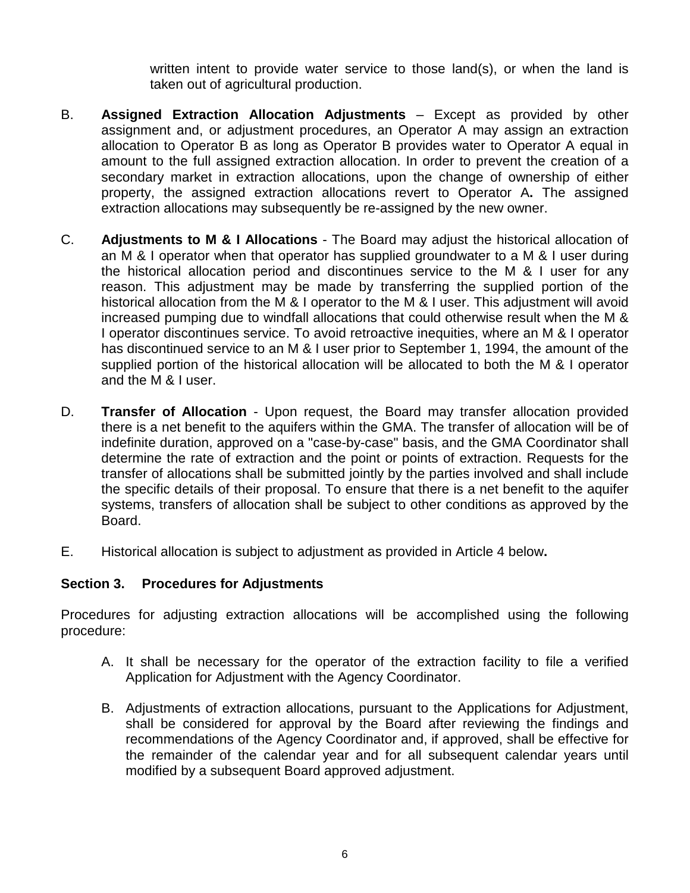written intent to provide water service to those land(s), or when the land is taken out of agricultural production.

B. **Assigned Extraction Allocation Adjustments** – Except as provided by other assignment and, or adjustment procedures, an Operator A may assign an extraction allocation to Operator B as long as Operator B provides water to Operator A equal in amount to the full assigned extraction allocation. In order to prevent the creation of a secondary market in extraction allocations, upon the change of ownership of either property, the assigned extraction allocations revert to Operator A**.** The assigned extraction allocations may subsequently be re-assigned by the new owner.

C. **Adjustments to M & I Allocations** - The Board may adjust the historical allocation of an M & I operator when that operator has supplied groundwater to a M & I user during the historical allocation period and discontinues service to the M & I user for any reason. This adjustment may be made by transferring the supplied portion of the historical allocation from the M & I operator to the M & I user. This adjustment will avoid increased pumping due to windfall allocations that could otherwise result when the M & I operator discontinues service. To avoid retroactive inequities, where an M & I operator has discontinued service to an M & I user prior to September 1, 1994, the amount of the supplied portion of the historical allocation will be allocated to both the M & I operator and the M & I user.

D. **Transfer of Allocation** - Upon request, the Board may transfer allocation provided there is a net benefit to the aquifers within the GMA. The transfer of allocation will be of indefinite duration, approved on a "case-by-case" basis, and the GMA Coordinator shall determine the rate of extraction and the point or points of extraction. Requests for the transfer of allocations shall be submitted jointly by the parties involved and shall include the specific details of their proposal. To ensure that there is a net benefit to the aquifer systems, transfers of allocation shall be subject to other conditions as approved by the Board.

E. Historical allocation is subject to adjustment as provided in Article 4 below**.**

### Section 3. Procedures for Adjustments

Procedures for adjusting extraction allocations will be accomplished using the following procedure:

A. It shall be necessary for the operator of the extraction facility to file a verified Application for Adjustment with the Agency Coordinator.

B. Adjustments of extraction allocations, pursuant to the Applications for Adjustment, shall be considered for approval by the Board after reviewing the findings and recommendations of the Agency Coordinator and, if approved, shall be effective for the remainder of the calendar year and for all subsequent calendar years until modified by a subsequent Board approved adjustment.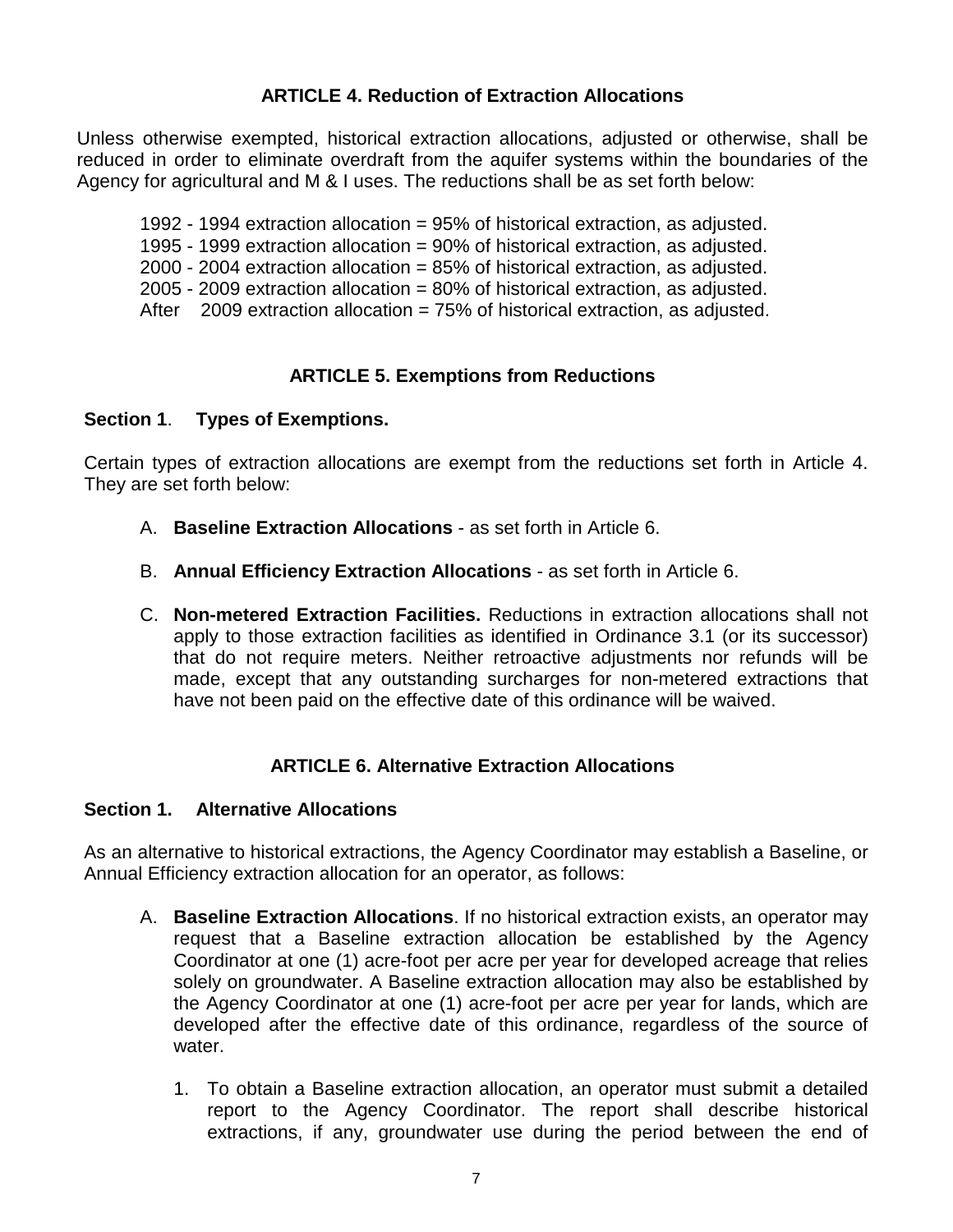## ARTICLE 4. Reduction of Extraction Allocations

Unless otherwise exempted, historical extraction allocations, adjusted or otherwise, shall be reduced in order to eliminate overdraft from the aquifer systems within the boundaries of the Agency for agricultural and M & I uses. The reductions shall be as set forth below:

1992 - 1994 extraction allocation = 95% of historical extraction, as adjusted.
1995 - 1999 extraction allocation = 90% of historical extraction, as adjusted.
2000 - 2004 extraction allocation = 85% of historical extraction, as adjusted.
2005 - 2009 extraction allocation = 80% of historical extraction, as adjusted.
After 2009 extraction allocation = 75% of historical extraction, as adjusted.

## ARTICLE 5. Exemptions from Reductions

### Section 1. Types of Exemptions.

Certain types of extraction allocations are exempt from the reductions set forth in Article 4. They are set forth below:

A. **Baseline Extraction Allocations** - as set forth in Article 6.

B. **Annual Efficiency Extraction Allocations** - as set forth in Article 6.

C. **Non-metered Extraction Facilities.** Reductions in extraction allocations shall not apply to those extraction facilities as identified in Ordinance 3.1 (or its successor) that do not require meters. Neither retroactive adjustments nor refunds will be made, except that any outstanding surcharges for non-metered extractions that have not been paid on the effective date of this ordinance will be waived.

## ARTICLE 6. Alternative Extraction Allocations

### Section 1. Alternative Allocations

As an alternative to historical extractions, the Agency Coordinator may establish a Baseline, or Annual Efficiency extraction allocation for an operator, as follows:

A. **Baseline Extraction Allocations**. If no historical extraction exists, an operator may request that a Baseline extraction allocation be established by the Agency Coordinator at one (1) acre-foot per acre per year for developed acreage that relies solely on groundwater. A Baseline extraction allocation may also be established by the Agency Coordinator at one (1) acre-foot per acre per year for lands, which are developed after the effective date of this ordinance, regardless of the source of water.

1. To obtain a Baseline extraction allocation, an operator must submit a detailed report to the Agency Coordinator. The report shall describe historical extractions, if any, groundwater use during the period between the end of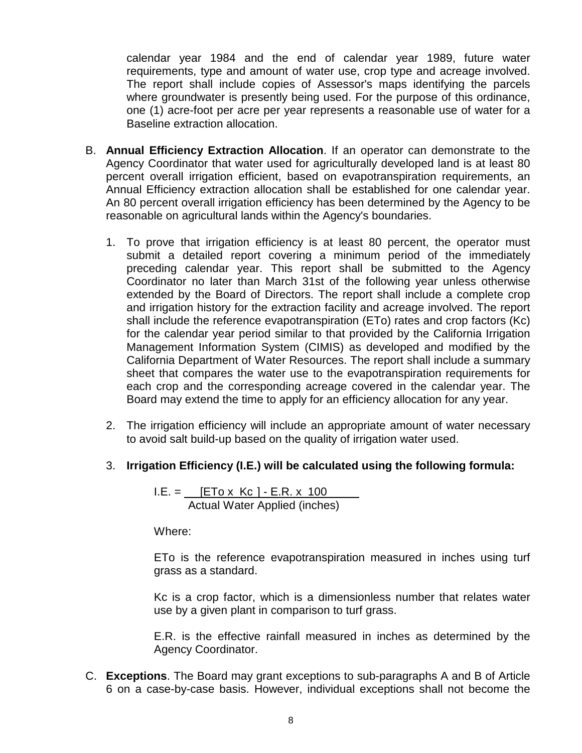calendar year 1984 and the end of calendar year 1989, future water requirements, type and amount of water use, crop type and acreage involved. The report shall include copies of Assessor's maps identifying the parcels where groundwater is presently being used. For the purpose of this ordinance, one (1) acre-foot per acre per year represents a reasonable use of water for a Baseline extraction allocation.

B. **Annual Efficiency Extraction Allocation**. If an operator can demonstrate to the Agency Coordinator that water used for agriculturally developed land is at least 80 percent overall irrigation efficient, based on evapotranspiration requirements, an Annual Efficiency extraction allocation shall be established for one calendar year. An 80 percent overall irrigation efficiency has been determined by the Agency to be reasonable on agricultural lands within the Agency's boundaries.

   1. To prove that irrigation efficiency is at least 80 percent, the operator must submit a detailed report covering a minimum period of the immediately preceding calendar year. This report shall be submitted to the Agency Coordinator no later than March 31st of the following year unless otherwise extended by the Board of Directors. The report shall include a complete crop and irrigation history for the extraction facility and acreage involved. The report shall include the reference evapotranspiration (ETo) rates and crop factors (Kc) for the calendar year period similar to that provided by the California Irrigation Management Information System (CIMIS) as developed and modified by the California Department of Water Resources. The report shall include a summary sheet that compares the water use to the evapotranspiration requirements for each crop and the corresponding acreage covered in the calendar year. The Board may extend the time to apply for an efficiency allocation for any year.

   2. The irrigation efficiency will include an appropriate amount of water necessary to avoid salt build-up based on the quality of irrigation water used.

   3. **Irrigation Efficiency (I.E.) will be calculated using the following formula:**

$$\text{I.E.} = \frac{[\text{ETo} \times \text{Kc}] - \text{E.R.} \times 100}{\text{Actual Water Applied (inches)}}$$

Where:

ETo is the reference evapotranspiration measured in inches using turf grass as a standard.

Kc is a crop factor, which is a dimensionless number that relates water use by a given plant in comparison to turf grass.

E.R. is the effective rainfall measured in inches as determined by the Agency Coordinator.

C. **Exceptions**. The Board may grant exceptions to sub-paragraphs A and B of Article 6 on a case-by-case basis. However, individual exceptions shall not become the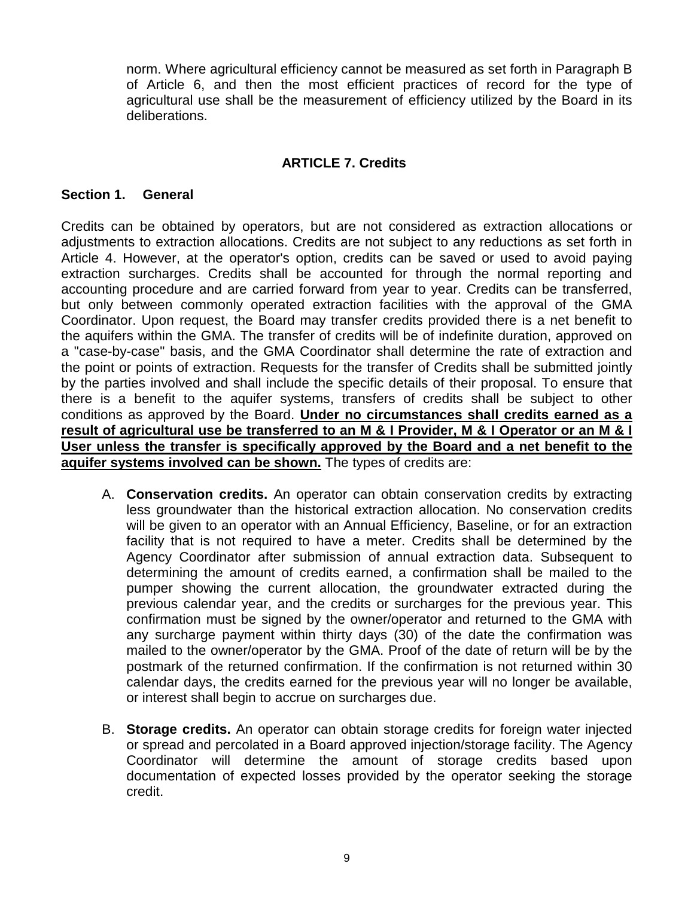norm. Where agricultural efficiency cannot be measured as set forth in Paragraph B of Article 6, and then the most efficient practices of record for the type of agricultural use shall be the measurement of efficiency utilized by the Board in its deliberations.

## ARTICLE 7. Credits

### Section 1. General

Credits can be obtained by operators, but are not considered as extraction allocations or adjustments to extraction allocations. Credits are not subject to any reductions as set forth in Article 4. However, at the operator's option, credits can be saved or used to avoid paying extraction surcharges. Credits shall be accounted for through the normal reporting and accounting procedure and are carried forward from year to year. Credits can be transferred, but only between commonly operated extraction facilities with the approval of the GMA Coordinator. Upon request, the Board may transfer credits provided there is a net benefit to the aquifers within the GMA. The transfer of credits will be of indefinite duration, approved on a "case-by-case" basis, and the GMA Coordinator shall determine the rate of extraction and the point or points of extraction. Requests for the transfer of Credits shall be submitted jointly by the parties involved and shall include the specific details of their proposal. To ensure that there is a benefit to the aquifer systems, transfers of credits shall be subject to other conditions as approved by the Board. <u>**Under no circumstances shall credits earned as a result of agricultural use be transferred to an M & I Provider, M & I Operator or an M & I User unless the transfer is specifically approved by the Board and a net benefit to the aquifer systems involved can be shown.**</u> The types of credits are:

A. **Conservation credits.** An operator can obtain conservation credits by extracting less groundwater than the historical extraction allocation. No conservation credits will be given to an operator with an Annual Efficiency, Baseline, or for an extraction facility that is not required to have a meter. Credits shall be determined by the Agency Coordinator after submission of annual extraction data. Subsequent to determining the amount of credits earned, a confirmation shall be mailed to the pumper showing the current allocation, the groundwater extracted during the previous calendar year, and the credits or surcharges for the previous year. This confirmation must be signed by the owner/operator and returned to the GMA with any surcharge payment within thirty days (30) of the date the confirmation was mailed to the owner/operator by the GMA. Proof of the date of return will be by the postmark of the returned confirmation. If the confirmation is not returned within 30 calendar days, the credits earned for the previous year will no longer be available, or interest shall begin to accrue on surcharges due.

B. **Storage credits.** An operator can obtain storage credits for foreign water injected or spread and percolated in a Board approved injection/storage facility. The Agency Coordinator will determine the amount of storage credits based upon documentation of expected losses provided by the operator seeking the storage credit.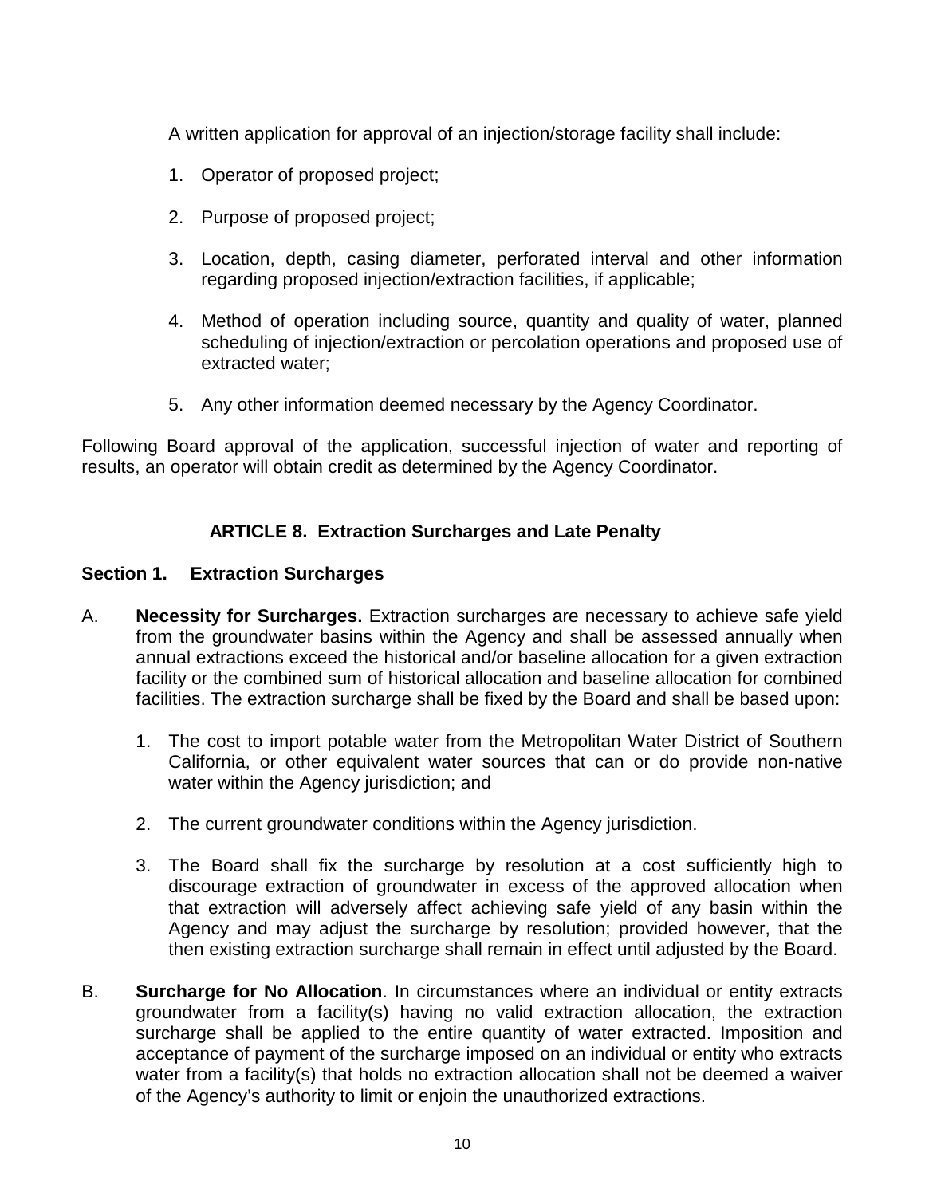A written application for approval of an injection/storage facility shall include:

1. Operator of proposed project;

2. Purpose of proposed project;

3. Location, depth, casing diameter, perforated interval and other information regarding proposed injection/extraction facilities, if applicable;

4. Method of operation including source, quantity and quality of water, planned scheduling of injection/extraction or percolation operations and proposed use of extracted water;

5. Any other information deemed necessary by the Agency Coordinator.

Following Board approval of the application, successful injection of water and reporting of results, an operator will obtain credit as determined by the Agency Coordinator.

## ARTICLE 8. Extraction Surcharges and Late Penalty

### Section 1. Extraction Surcharges

A. **Necessity for Surcharges.** Extraction surcharges are necessary to achieve safe yield from the groundwater basins within the Agency and shall be assessed annually when annual extractions exceed the historical and/or baseline allocation for a given extraction facility or the combined sum of historical allocation and baseline allocation for combined facilities. The extraction surcharge shall be fixed by the Board and shall be based upon:

   1. The cost to import potable water from the Metropolitan Water District of Southern California, or other equivalent water sources that can or do provide non-native water within the Agency jurisdiction; and

   2. The current groundwater conditions within the Agency jurisdiction.

   3. The Board shall fix the surcharge by resolution at a cost sufficiently high to discourage extraction of groundwater in excess of the approved allocation when that extraction will adversely affect achieving safe yield of any basin within the Agency and may adjust the surcharge by resolution; provided however, that the then existing extraction surcharge shall remain in effect until adjusted by the Board.

B. **Surcharge for No Allocation**. In circumstances where an individual or entity extracts groundwater from a facility(s) having no valid extraction allocation, the extraction surcharge shall be applied to the entire quantity of water extracted. Imposition and acceptance of payment of the surcharge imposed on an individual or entity who extracts water from a facility(s) that holds no extraction allocation shall not be deemed a waiver of the Agency's authority to limit or enjoin the unauthorized extractions.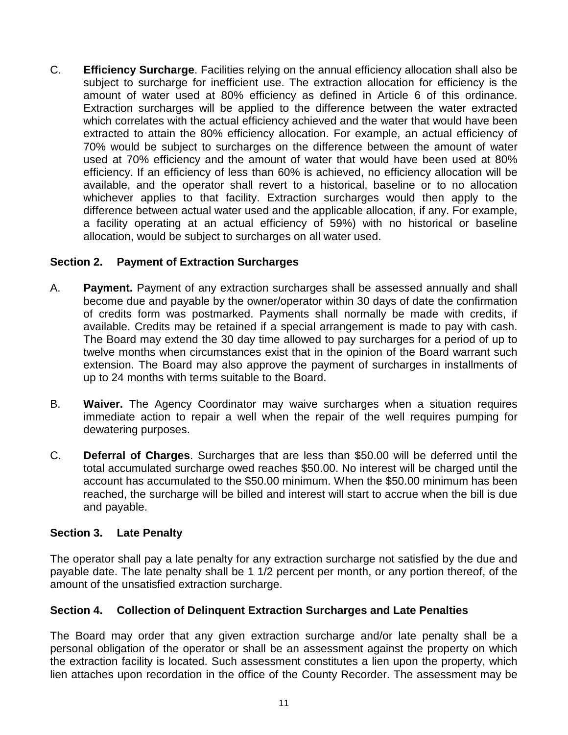C. **Efficiency Surcharge**. Facilities relying on the annual efficiency allocation shall also be subject to surcharge for inefficient use. The extraction allocation for efficiency is the amount of water used at 80% efficiency as defined in Article 6 of this ordinance. Extraction surcharges will be applied to the difference between the water extracted which correlates with the actual efficiency achieved and the water that would have been extracted to attain the 80% efficiency allocation. For example, an actual efficiency of 70% would be subject to surcharges on the difference between the amount of water used at 70% efficiency and the amount of water that would have been used at 80% efficiency. If an efficiency of less than 60% is achieved, no efficiency allocation will be available, and the operator shall revert to a historical, baseline or to no allocation whichever applies to that facility. Extraction surcharges would then apply to the difference between actual water used and the applicable allocation, if any. For example, a facility operating at an actual efficiency of 59%) with no historical or baseline allocation, would be subject to surcharges on all water used.

### Section 2. Payment of Extraction Surcharges

A. **Payment.** Payment of any extraction surcharges shall be assessed annually and shall become due and payable by the owner/operator within 30 days of date the confirmation of credits form was postmarked. Payments shall normally be made with credits, if available. Credits may be retained if a special arrangement is made to pay with cash. The Board may extend the 30 day time allowed to pay surcharges for a period of up to twelve months when circumstances exist that in the opinion of the Board warrant such extension. The Board may also approve the payment of surcharges in installments of up to 24 months with terms suitable to the Board.

B. **Waiver.** The Agency Coordinator may waive surcharges when a situation requires immediate action to repair a well when the repair of the well requires pumping for dewatering purposes.

C. **Deferral of Charges**. Surcharges that are less than $50.00 will be deferred until the total accumulated surcharge owed reaches $50.00. No interest will be charged until the account has accumulated to the $50.00 minimum. When the $50.00 minimum has been reached, the surcharge will be billed and interest will start to accrue when the bill is due and payable.

### Section 3. Late Penalty

The operator shall pay a late penalty for any extraction surcharge not satisfied by the due and payable date. The late penalty shall be 1 1/2 percent per month, or any portion thereof, of the amount of the unsatisfied extraction surcharge.

### Section 4. Collection of Delinquent Extraction Surcharges and Late Penalties

The Board may order that any given extraction surcharge and/or late penalty shall be a personal obligation of the operator or shall be an assessment against the property on which the extraction facility is located. Such assessment constitutes a lien upon the property, which lien attaches upon recordation in the office of the County Recorder. The assessment may be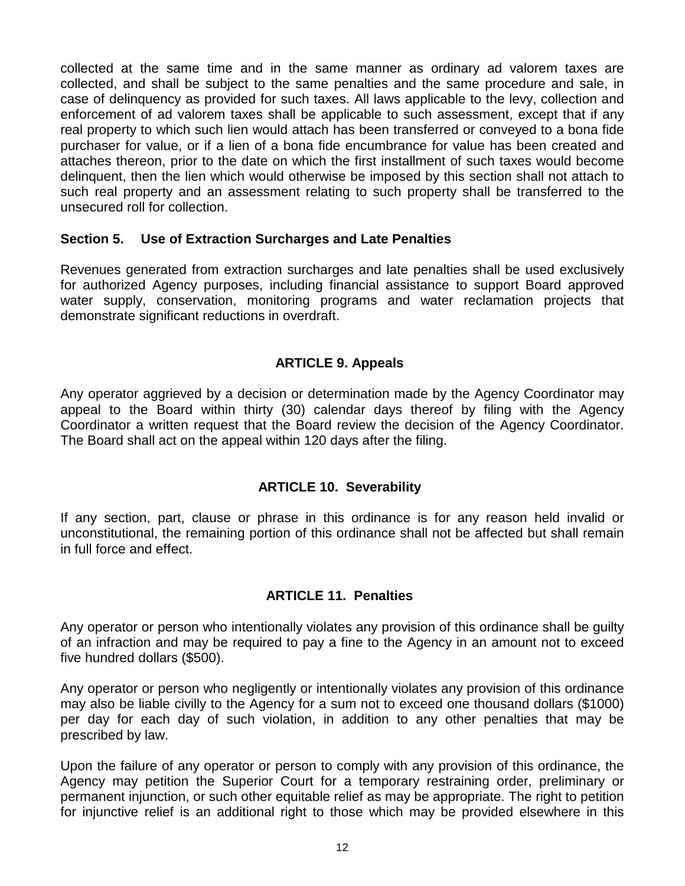collected at the same time and in the same manner as ordinary ad valorem taxes are collected, and shall be subject to the same penalties and the same procedure and sale, in case of delinquency as provided for such taxes. All laws applicable to the levy, collection and enforcement of ad valorem taxes shall be applicable to such assessment, except that if any real property to which such lien would attach has been transferred or conveyed to a bona fide purchaser for value, or if a lien of a bona fide encumbrance for value has been created and attaches thereon, prior to the date on which the first installment of such taxes would become delinquent, then the lien which would otherwise be imposed by this section shall not attach to such real property and an assessment relating to such property shall be transferred to the unsecured roll for collection.

**Section 5. Use of Extraction Surcharges and Late Penalties**

Revenues generated from extraction surcharges and late penalties shall be used exclusively for authorized Agency purposes, including financial assistance to support Board approved water supply, conservation, monitoring programs and water reclamation projects that demonstrate significant reductions in overdraft.

## ARTICLE 9. Appeals

Any operator aggrieved by a decision or determination made by the Agency Coordinator may appeal to the Board within thirty (30) calendar days thereof by filing with the Agency Coordinator a written request that the Board review the decision of the Agency Coordinator. The Board shall act on the appeal within 120 days after the filing.

## ARTICLE 10. Severability

If any section, part, clause or phrase in this ordinance is for any reason held invalid or unconstitutional, the remaining portion of this ordinance shall not be affected but shall remain in full force and effect.

## ARTICLE 11. Penalties

Any operator or person who intentionally violates any provision of this ordinance shall be guilty of an infraction and may be required to pay a fine to the Agency in an amount not to exceed five hundred dollars ($500).

Any operator or person who negligently or intentionally violates any provision of this ordinance may also be liable civilly to the Agency for a sum not to exceed one thousand dollars ($1000) per day for each day of such violation, in addition to any other penalties that may be prescribed by law.

Upon the failure of any operator or person to comply with any provision of this ordinance, the Agency may petition the Superior Court for a temporary restraining order, preliminary or permanent injunction, or such other equitable relief as may be appropriate. The right to petition for injunctive relief is an additional right to those which may be provided elsewhere in this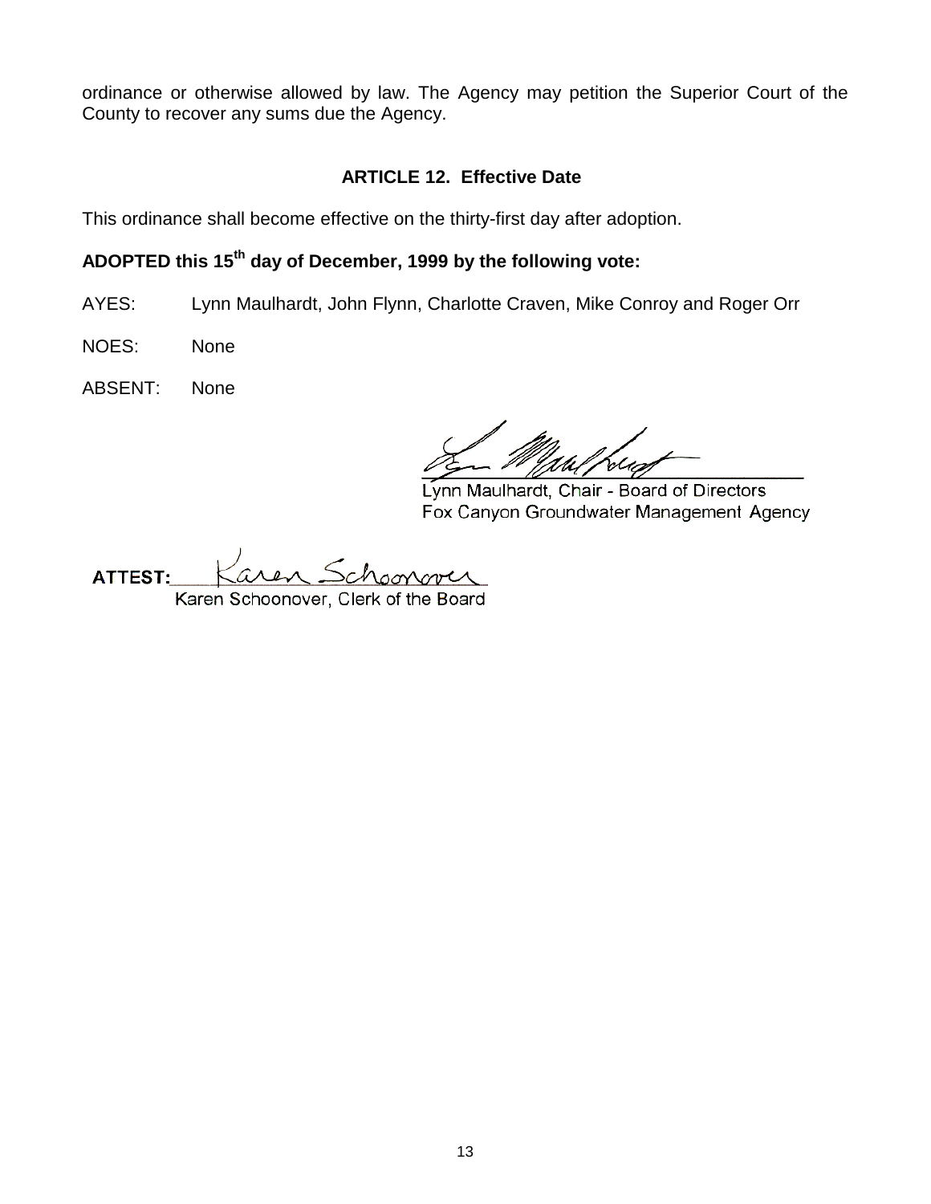ordinance or otherwise allowed by law. The Agency may petition the Superior Court of the County to recover any sums due the Agency.

### ARTICLE 12. Effective Date

This ordinance shall become effective on the thirty-first day after adoption.

**ADOPTED this 15th day of December, 1999 by the following vote:**

AYES: Lynn Maulhardt, John Flynn, Charlotte Craven, Mike Conroy and Roger Orr

NOES: None

ABSENT: None

Lynn Maulhardt, Chair - Board of Directors
Fox Canyon Groundwater Management Agency

**ATTEST:** Karen Schoonover
Karen Schoonover, Clerk of the Board